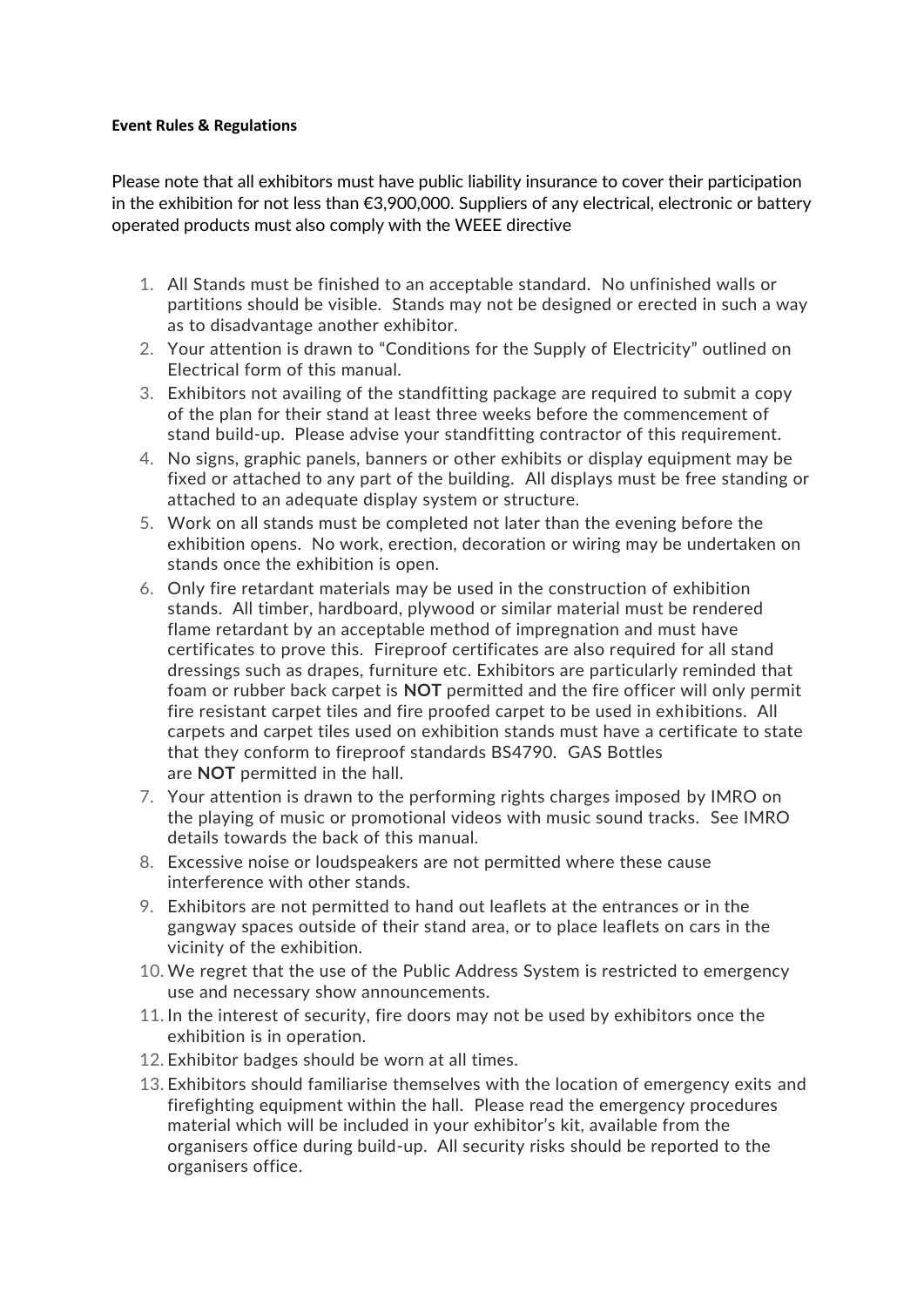**Event Rules & Regulations**

Please note that all exhibitors must have public liability insurance to cover their participation in the exhibition for not less than €3,900,000. Suppliers of any electrical, electronic or battery operated products must also comply with the WEEE directive

1. All Stands must be finished to an acceptable standard. No unfinished walls or partitions should be visible. Stands may not be designed or erected in such a way as to disadvantage another exhibitor.
2. Your attention is drawn to "Conditions for the Supply of Electricity" outlined on Electrical form of this manual.
3. Exhibitors not availing of the standfitting package are required to submit a copy of the plan for their stand at least three weeks before the commencement of stand build-up. Please advise your standfitting contractor of this requirement.
4. No signs, graphic panels, banners or other exhibits or display equipment may be fixed or attached to any part of the building. All displays must be free standing or attached to an adequate display system or structure.
5. Work on all stands must be completed not later than the evening before the exhibition opens. No work, erection, decoration or wiring may be undertaken on stands once the exhibition is open.
6. Only fire retardant materials may be used in the construction of exhibition stands. All timber, hardboard, plywood or similar material must be rendered flame retardant by an acceptable method of impregnation and must have certificates to prove this. Fireproof certificates are also required for all stand dressings such as drapes, furniture etc. Exhibitors are particularly reminded that foam or rubber back carpet is **NOT** permitted and the fire officer will only permit fire resistant carpet tiles and fire proofed carpet to be used in exhibitions. All carpets and carpet tiles used on exhibition stands must have a certificate to state that they conform to fireproof standards BS4790. GAS Bottles are **NOT** permitted in the hall.
7. Your attention is drawn to the performing rights charges imposed by IMRO on the playing of music or promotional videos with music sound tracks. See IMRO details towards the back of this manual.
8. Excessive noise or loudspeakers are not permitted where these cause interference with other stands.
9. Exhibitors are not permitted to hand out leaflets at the entrances or in the gangway spaces outside of their stand area, or to place leaflets on cars in the vicinity of the exhibition.
10. We regret that the use of the Public Address System is restricted to emergency use and necessary show announcements.
11. In the interest of security, fire doors may not be used by exhibitors once the exhibition is in operation.
12. Exhibitor badges should be worn at all times.
13. Exhibitors should familiarise themselves with the location of emergency exits and firefighting equipment within the hall. Please read the emergency procedures material which will be included in your exhibitor's kit, available from the organisers office during build-up. All security risks should be reported to the organisers office.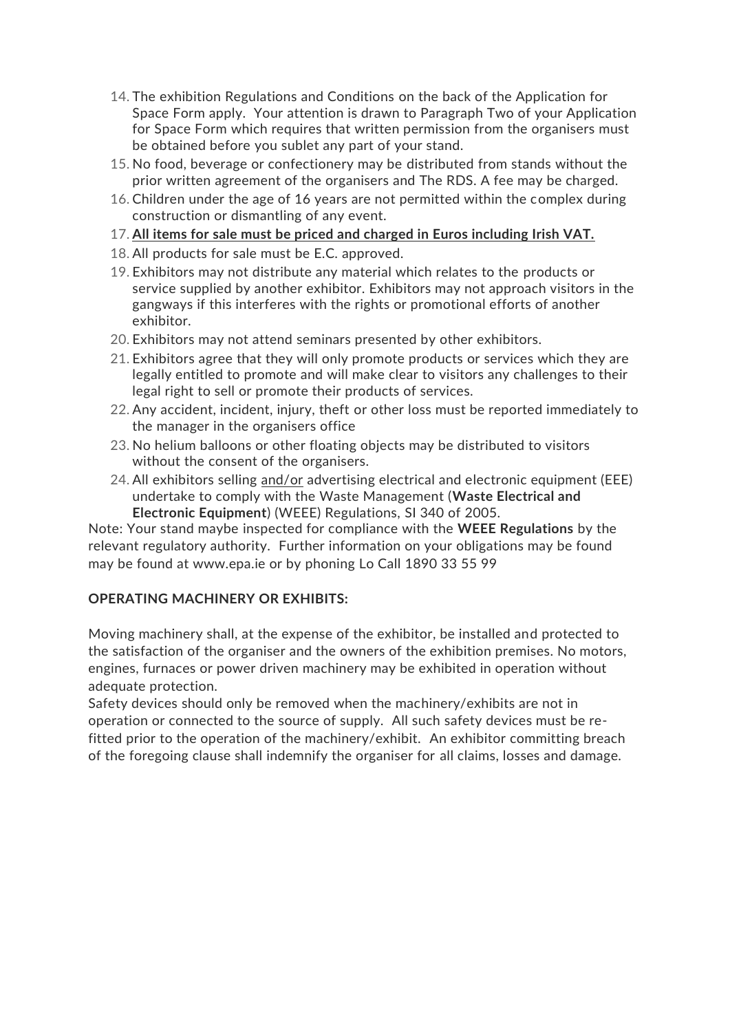14. The exhibition Regulations and Conditions on the back of the Application for Space Form apply. Your attention is drawn to Paragraph Two of your Application for Space Form which requires that written permission from the organisers must be obtained before you sublet any part of your stand.
15. No food, beverage or confectionery may be distributed from stands without the prior written agreement of the organisers and The RDS. A fee may be charged.
16. Children under the age of 16 years are not permitted within the complex during construction or dismantling of any event.
17. **<u>All items for sale must be priced and charged in Euros including Irish VAT.</u>**
18. All products for sale must be E.C. approved.
19. Exhibitors may not distribute any material which relates to the products or service supplied by another exhibitor. Exhibitors may not approach visitors in the gangways if this interferes with the rights or promotional efforts of another exhibitor.
20. Exhibitors may not attend seminars presented by other exhibitors.
21. Exhibitors agree that they will only promote products or services which they are legally entitled to promote and will make clear to visitors any challenges to their legal right to sell or promote their products of services.
22. Any accident, incident, injury, theft or other loss must be reported immediately to the manager in the organisers office
23. No helium balloons or other floating objects may be distributed to visitors without the consent of the organisers.
24. All exhibitors selling <u>and/or</u> advertising electrical and electronic equipment (EEE) undertake to comply with the Waste Management (**Waste Electrical and Electronic Equipment**) (WEEE) Regulations, SI 340 of 2005.

Note: Your stand maybe inspected for compliance with the **WEEE Regulations** by the relevant regulatory authority. Further information on your obligations may be found may be found at www.epa.ie or by phoning Lo Call 1890 33 55 99

**OPERATING MACHINERY OR EXHIBITS:**

Moving machinery shall, at the expense of the exhibitor, be installed and protected to the satisfaction of the organiser and the owners of the exhibition premises. No motors, engines, furnaces or power driven machinery may be exhibited in operation without adequate protection.

Safety devices should only be removed when the machinery/exhibits are not in operation or connected to the source of supply. All such safety devices must be re-fitted prior to the operation of the machinery/exhibit. An exhibitor committing breach of the foregoing clause shall indemnify the organiser for all claims, losses and damage.